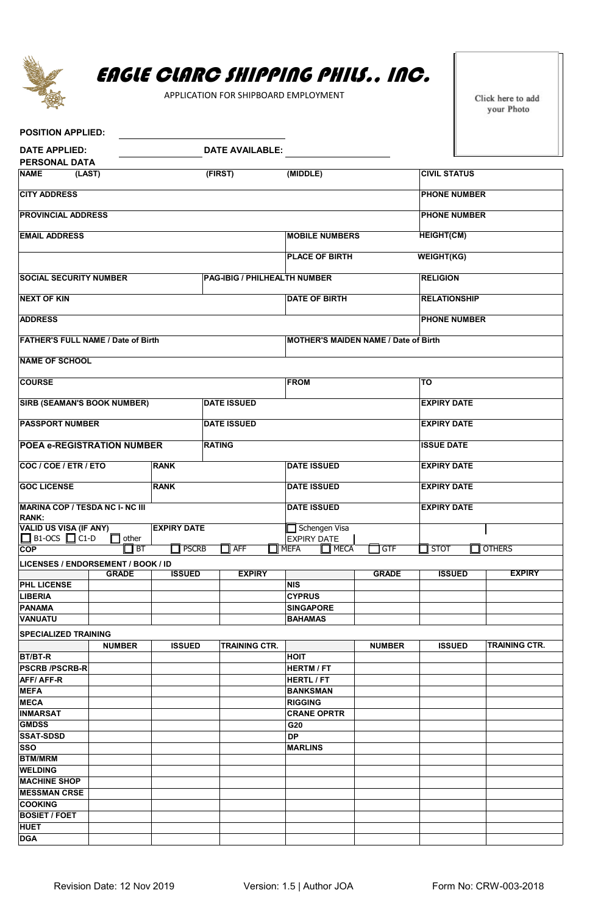# EAGLE CLARC SHIPPING PHILS., INC.

APPLICATION FOR SHIPBOARD EMPLOYMENT

Click here to add your Photo

**POSITION APPLIED:** ____________________

**DATE APPLIED:** ____________ **DATE AVAILABLE:** ____________

**PERSONAL DATA**

| NAME (LAST) | (FIRST) | (MIDDLE) | CIVIL STATUS |
|---|---|---|---|
| CITY ADDRESS | | | PHONE NUMBER |
| PROVINCIAL ADDRESS | | | PHONE NUMBER |
| EMAIL ADDRESS | | MOBILE NUMBERS | HEIGHT(CM) |
| | | PLACE OF BIRTH | WEIGHT(KG) |
| SOCIAL SECURITY NUMBER | PAG-IBIG / PHILHEALTH NUMBER | | RELIGION |
| NEXT OF KIN | | DATE OF BIRTH | RELATIONSHIP |
| ADDRESS | | | PHONE NUMBER |
| FATHER'S FULL NAME / Date of Birth | | MOTHER'S MAIDEN NAME / Date of Birth | |
| NAME OF SCHOOL | | | |
| COURSE | | FROM | TO |
| SIRB (SEAMAN'S BOOK NUMBER) | DATE ISSUED | | EXPIRY DATE |
| PASSPORT NUMBER | DATE ISSUED | | EXPIRY DATE |
| POEA e-REGISTRATION NUMBER | RATING | | ISSUE DATE |
| COC / COE / ETR / ETO | RANK | DATE ISSUED | EXPIRY DATE |
| GOC LICENSE | RANK | DATE ISSUED | EXPIRY DATE |
| MARINA COP / TESDA NC I- NC III RANK: | | DATE ISSUED | EXPIRY DATE |
| VALID US VISA (IF ANY) ☐ B1-OCS ☐ C1-D ☐ other | EXPIRY DATE | ☐ Schengen Visa EXPIRY DATE | |

**COP** ☐ BT ☐ PSCRB ☐ AFF ☐ MEFA ☐ MECA ☐ GTF ☐ STOT ☐ OTHERS

**LICENSES / ENDORSEMENT / BOOK / ID**

| | GRADE | ISSUED | EXPIRY | | GRADE | ISSUED | EXPIRY |
|---|---|---|---|---|---|---|---|
| PHL LICENSE | | | | NIS | | | |
| LIBERIA | | | | CYPRUS | | | |
| PANAMA | | | | SINGAPORE | | | |
| VANUATU | | | | BAHAMAS | | | |

**SPECIALIZED TRAINING**

| | NUMBER | ISSUED | TRAINING CTR. | | NUMBER | ISSUED | TRAINING CTR. |
|---|---|---|---|---|---|---|---|
| BT/BT-R | | | | HOIT | | | |
| PSCRB /PSCRB-R | | | | HERTM / FT | | | |
| AFF/ AFF-R | | | | HERTL / FT | | | |
| MEFA | | | | BANKSMAN | | | |
| MECA | | | | RIGGING | | | |
| INMARSAT | | | | CRANE OPRTR | | | |
| GMDSS | | | | G20 | | | |
| SSAT-SDSD | | | | DP | | | |
| SSO | | | | MARLINS | | | |
| BTM/MRM | | | | | | | |
| WELDING | | | | | | | |
| MACHINE SHOP | | | | | | | |
| MESSMAN CRSE | | | | | | | |
| COOKING | | | | | | | |
| BOSIET / FOET | | | | | | | |
| HUET | | | | | | | |
| DGA | | | | | | | |

Revision Date: 12 Nov 2019 Version: 1.5 | Author JOA Form No: CRW-003-2018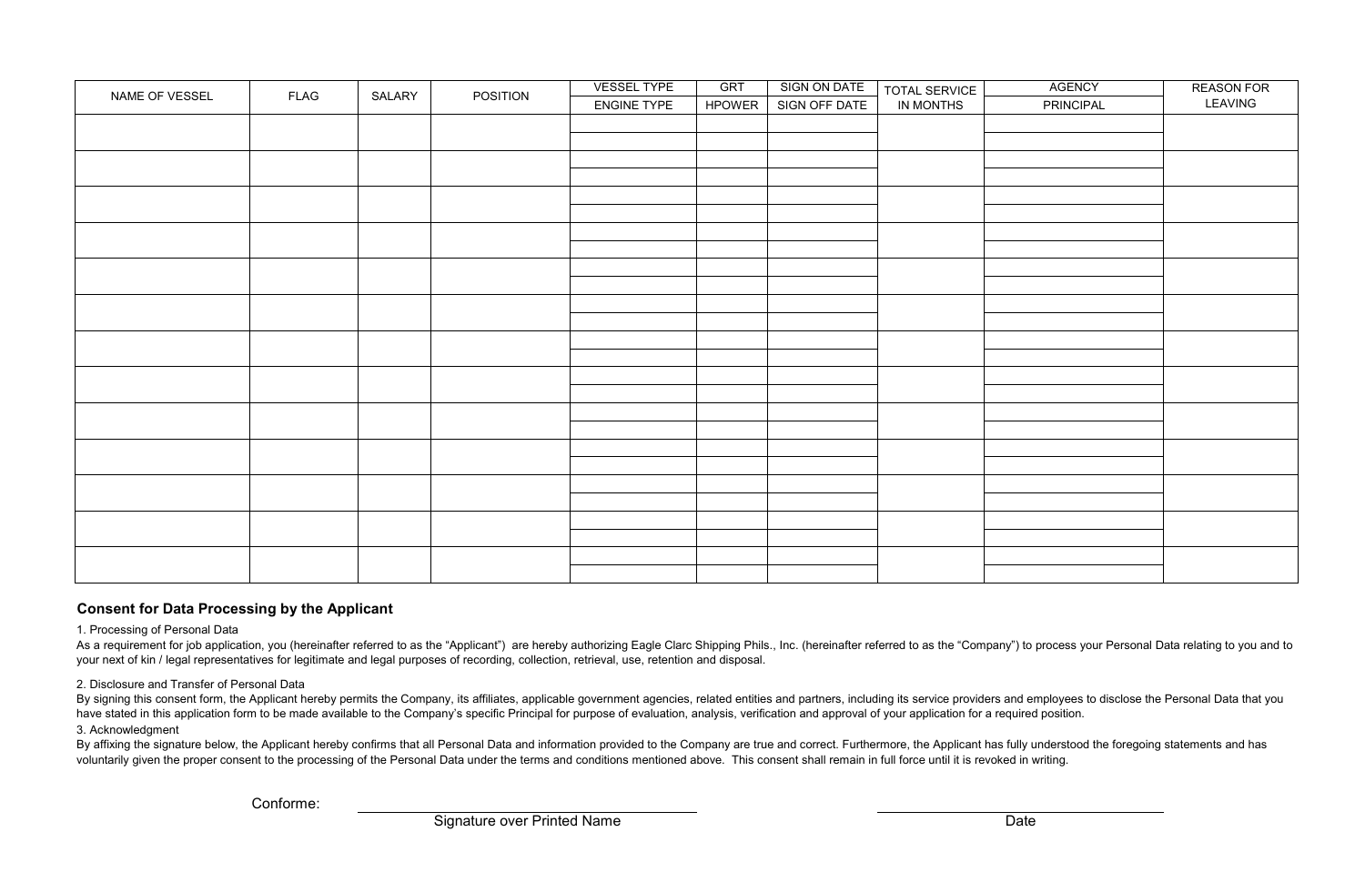| NAME OF VESSEL | FLAG | SALARY | POSITION | VESSEL TYPE | GRT | SIGN ON DATE | TOTAL SERVICE IN MONTHS | AGENCY | REASON FOR LEAVING |
|---|---|---|---|---|---|---|---|---|---|
| | | | | ENGINE TYPE | HPOWER | SIGN OFF DATE | | PRINCIPAL | |
| | | | | | | | | | |
| | | | | | | | | | |
| | | | | | | | | | |
| | | | | | | | | | |
| | | | | | | | | | |
| | | | | | | | | | |
| | | | | | | | | | |
| | | | | | | | | | |
| | | | | | | | | | |
| | | | | | | | | | |
| | | | | | | | | | |
| | | | | | | | | | |
| | | | | | | | | | |

**Consent for Data Processing by the Applicant**

1. Processing of Personal Data

As a requirement for job application, you (hereinafter referred to as the "Applicant") are hereby authorizing Eagle Clarc Shipping Phils., Inc. (hereinafter referred to as the "Company") to process your Personal Data relating to you and to your next of kin / legal representatives for legitimate and legal purposes of recording, collection, retrieval, use, retention and disposal.

2. Disclosure and Transfer of Personal Data

By signing this consent form, the Applicant hereby permits the Company, its affiliates, applicable government agencies, related entities and partners, including its service providers and employees to disclose the Personal Data that you have stated in this application form to be made available to the Company's specific Principal for purpose of evaluation, analysis, verification and approval of your application for a required position.

3. Acknowledgment

By affixing the signature below, the Applicant hereby confirms that all Personal Data and information provided to the Company are true and correct. Furthermore, the Applicant has fully understood the foregoing statements and has voluntarily given the proper consent to the processing of the Personal Data under the terms and conditions mentioned above. This consent shall remain in full force until it is revoked in writing.

Conforme: ______________________________ ______________________________

Signature over Printed Name Date